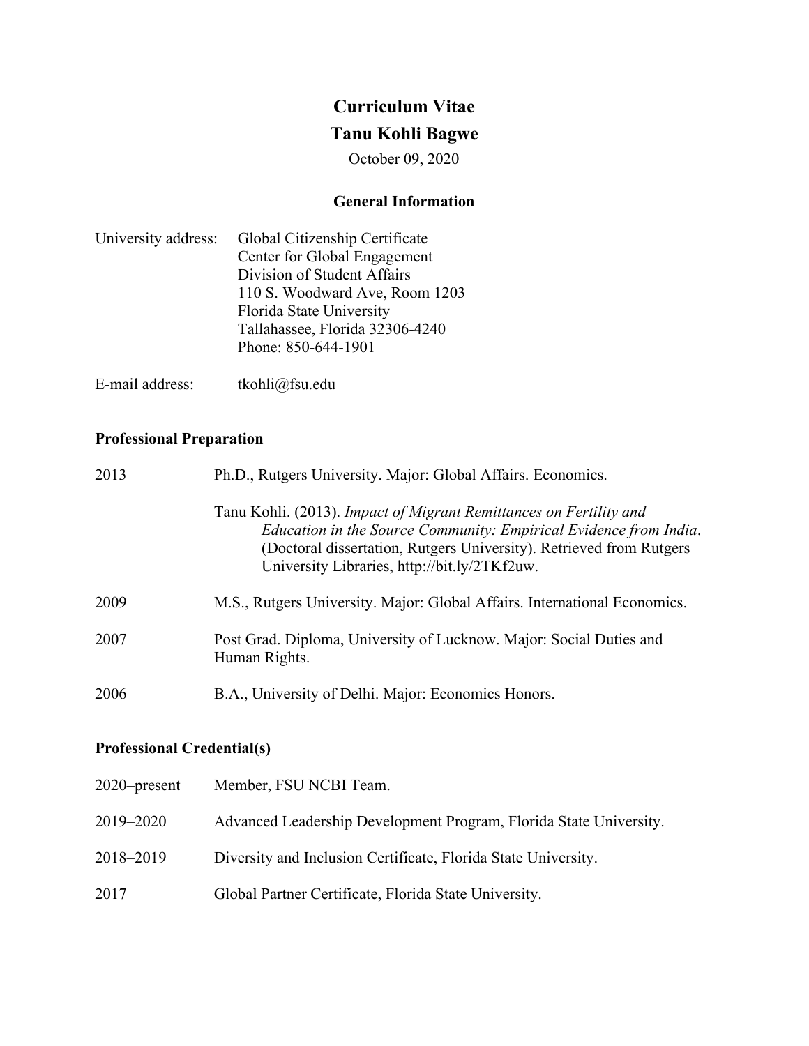# Curriculum Vitae

# Tanu Kohli Bagwe

October 09, 2020

## General Information

University address: Global Citizenship Certificate
Center for Global Engagement
Division of Student Affairs
110 S. Woodward Ave, Room 1203
Florida State University
Tallahassee, Florida 32306-4240
Phone: 850-644-1901

E-mail address: tkohli@fsu.edu

## Professional Preparation

2013 Ph.D., Rutgers University. Major: Global Affairs. Economics.

Tanu Kohli. (2013). *Impact of Migrant Remittances on Fertility and Education in the Source Community: Empirical Evidence from India*. (Doctoral dissertation, Rutgers University). Retrieved from Rutgers University Libraries, http://bit.ly/2TKf2uw.

2009 M.S., Rutgers University. Major: Global Affairs. International Economics.

2007 Post Grad. Diploma, University of Lucknow. Major: Social Duties and Human Rights.

2006 B.A., University of Delhi. Major: Economics Honors.

## Professional Credential(s)

2020–present Member, FSU NCBI Team.

2019–2020 Advanced Leadership Development Program, Florida State University.

2018–2019 Diversity and Inclusion Certificate, Florida State University.

2017 Global Partner Certificate, Florida State University.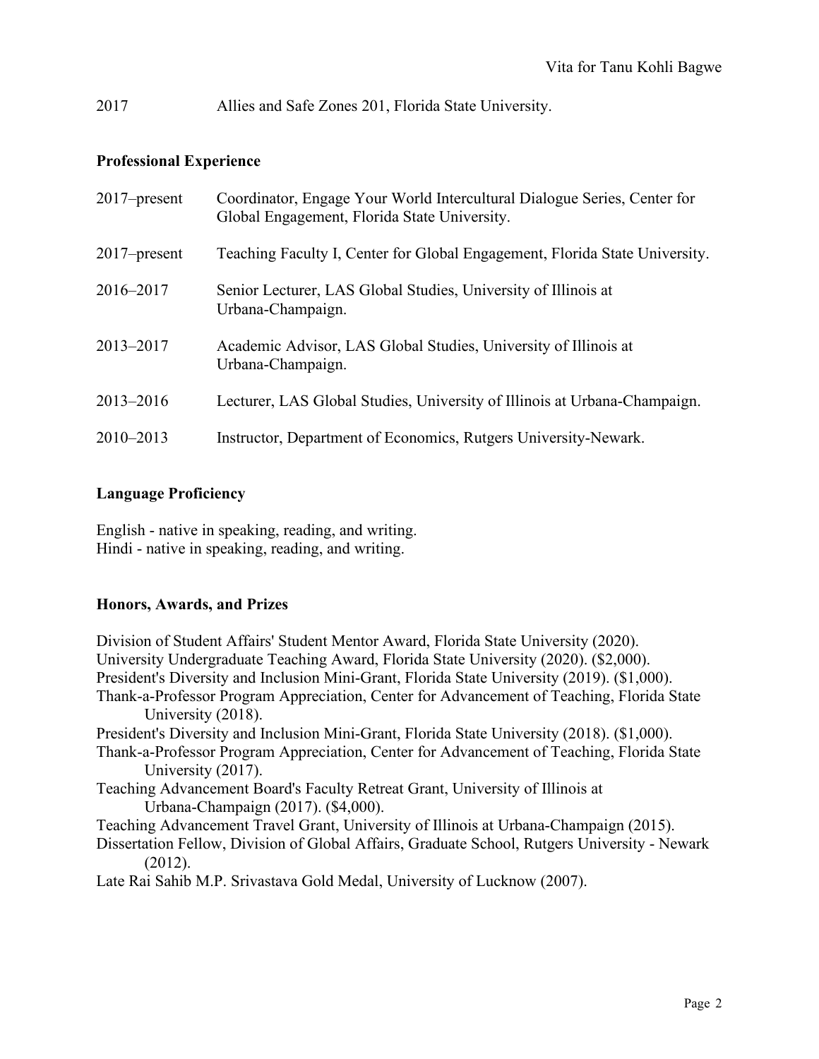2017 Allies and Safe Zones 201, Florida State University.

## Professional Experience

2017–present Coordinator, Engage Your World Intercultural Dialogue Series, Center for Global Engagement, Florida State University.

2017–present Teaching Faculty I, Center for Global Engagement, Florida State University.

2016–2017 Senior Lecturer, LAS Global Studies, University of Illinois at Urbana-Champaign.

2013–2017 Academic Advisor, LAS Global Studies, University of Illinois at Urbana-Champaign.

2013–2016 Lecturer, LAS Global Studies, University of Illinois at Urbana-Champaign.

2010–2013 Instructor, Department of Economics, Rutgers University-Newark.

## Language Proficiency

English - native in speaking, reading, and writing.
Hindi - native in speaking, reading, and writing.

## Honors, Awards, and Prizes

Division of Student Affairs' Student Mentor Award, Florida State University (2020).
University Undergraduate Teaching Award, Florida State University (2020). ($2,000).
President's Diversity and Inclusion Mini-Grant, Florida State University (2019). ($1,000).
Thank-a-Professor Program Appreciation, Center for Advancement of Teaching, Florida State University (2018).
President's Diversity and Inclusion Mini-Grant, Florida State University (2018). ($1,000).
Thank-a-Professor Program Appreciation, Center for Advancement of Teaching, Florida State University (2017).
Teaching Advancement Board's Faculty Retreat Grant, University of Illinois at Urbana-Champaign (2017). ($4,000).
Teaching Advancement Travel Grant, University of Illinois at Urbana-Champaign (2015).
Dissertation Fellow, Division of Global Affairs, Graduate School, Rutgers University - Newark (2012).
Late Rai Sahib M.P. Srivastava Gold Medal, University of Lucknow (2007).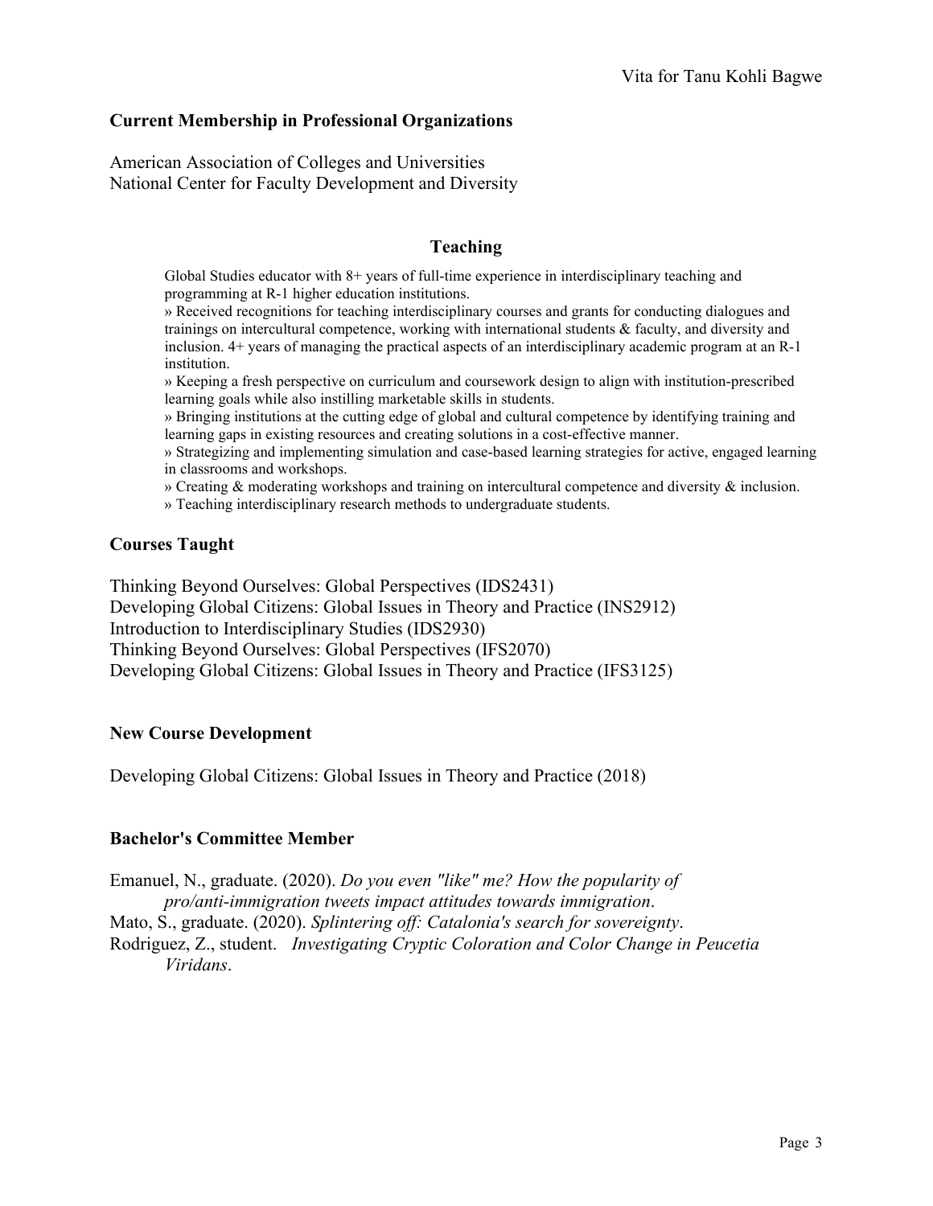## Current Membership in Professional Organizations

American Association of Colleges and Universities
National Center for Faculty Development and Diversity

## Teaching

Global Studies educator with 8+ years of full-time experience in interdisciplinary teaching and programming at R-1 higher education institutions.

» Received recognitions for teaching interdisciplinary courses and grants for conducting dialogues and trainings on intercultural competence, working with international students & faculty, and diversity and inclusion. 4+ years of managing the practical aspects of an interdisciplinary academic program at an R-1 institution.

» Keeping a fresh perspective on curriculum and coursework design to align with institution-prescribed learning goals while also instilling marketable skills in students.

» Bringing institutions at the cutting edge of global and cultural competence by identifying training and learning gaps in existing resources and creating solutions in a cost-effective manner.

» Strategizing and implementing simulation and case-based learning strategies for active, engaged learning in classrooms and workshops.

» Creating & moderating workshops and training on intercultural competence and diversity & inclusion.

» Teaching interdisciplinary research methods to undergraduate students.

## Courses Taught

Thinking Beyond Ourselves: Global Perspectives (IDS2431)
Developing Global Citizens: Global Issues in Theory and Practice (INS2912)
Introduction to Interdisciplinary Studies (IDS2930)
Thinking Beyond Ourselves: Global Perspectives (IFS2070)
Developing Global Citizens: Global Issues in Theory and Practice (IFS3125)

## New Course Development

Developing Global Citizens: Global Issues in Theory and Practice (2018)

## Bachelor's Committee Member

Emanuel, N., graduate. (2020). *Do you even "like" me? How the popularity of pro/anti-immigration tweets impact attitudes towards immigration*.

Mato, S., graduate. (2020). *Splintering off: Catalonia's search for sovereignty*.

Rodriguez, Z., student. *Investigating Cryptic Coloration and Color Change in Peucetia Viridans*.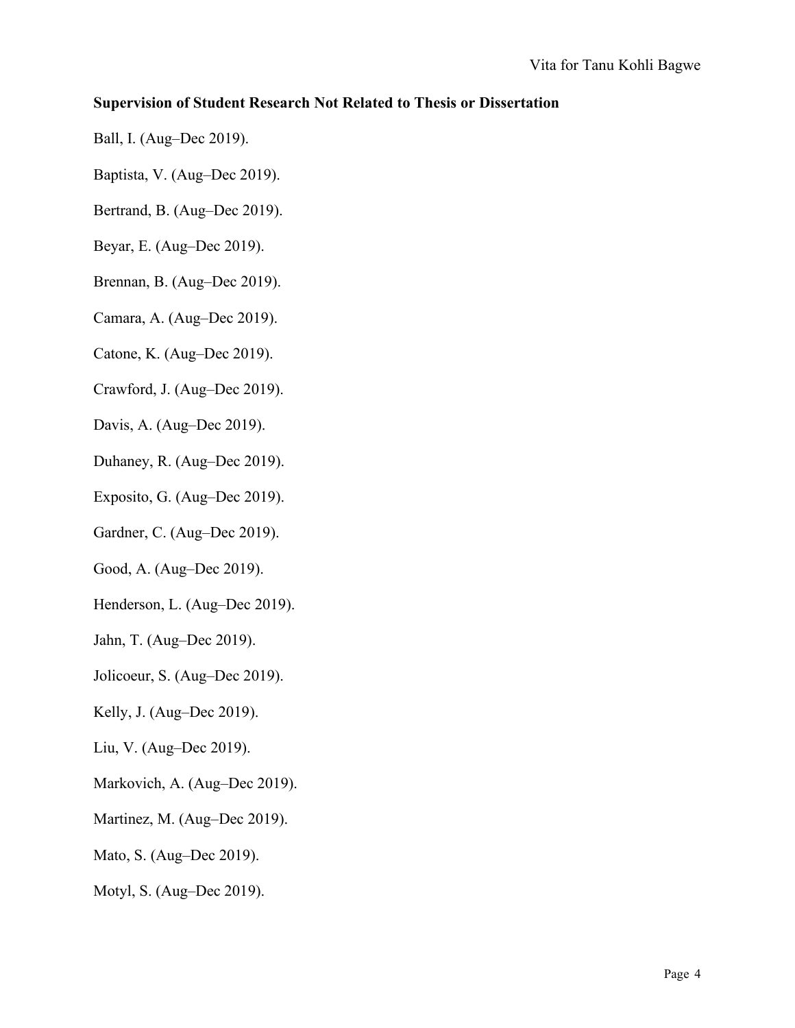**Supervision of Student Research Not Related to Thesis or Dissertation**

Ball, I. (Aug–Dec 2019).

Baptista, V. (Aug–Dec 2019).

Bertrand, B. (Aug–Dec 2019).

Beyar, E. (Aug–Dec 2019).

Brennan, B. (Aug–Dec 2019).

Camara, A. (Aug–Dec 2019).

Catone, K. (Aug–Dec 2019).

Crawford, J. (Aug–Dec 2019).

Davis, A. (Aug–Dec 2019).

Duhaney, R. (Aug–Dec 2019).

Exposito, G. (Aug–Dec 2019).

Gardner, C. (Aug–Dec 2019).

Good, A. (Aug–Dec 2019).

Henderson, L. (Aug–Dec 2019).

Jahn, T. (Aug–Dec 2019).

Jolicoeur, S. (Aug–Dec 2019).

Kelly, J. (Aug–Dec 2019).

Liu, V. (Aug–Dec 2019).

Markovich, A. (Aug–Dec 2019).

Martinez, M. (Aug–Dec 2019).

Mato, S. (Aug–Dec 2019).

Motyl, S. (Aug–Dec 2019).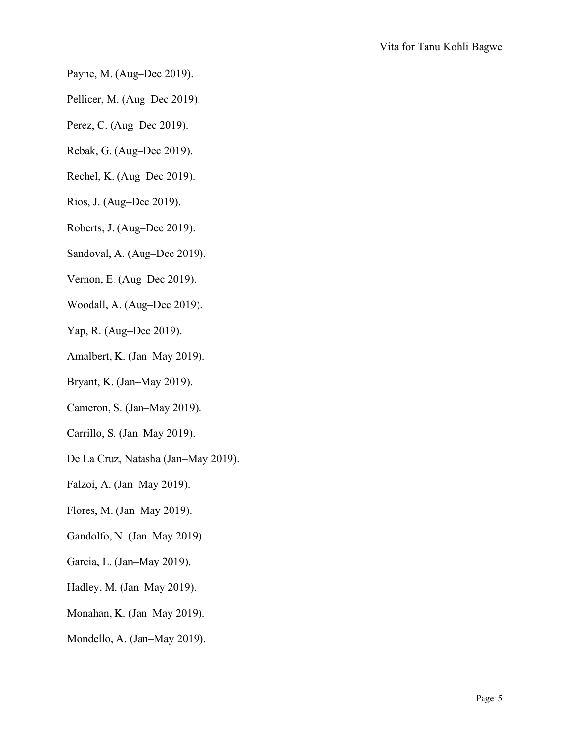Payne, M. (Aug–Dec 2019).

Pellicer, M. (Aug–Dec 2019).

Perez, C. (Aug–Dec 2019).

Rebak, G. (Aug–Dec 2019).

Rechel, K. (Aug–Dec 2019).

Rios, J. (Aug–Dec 2019).

Roberts, J. (Aug–Dec 2019).

Sandoval, A. (Aug–Dec 2019).

Vernon, E. (Aug–Dec 2019).

Woodall, A. (Aug–Dec 2019).

Yap, R. (Aug–Dec 2019).

Amalbert, K. (Jan–May 2019).

Bryant, K. (Jan–May 2019).

Cameron, S. (Jan–May 2019).

Carrillo, S. (Jan–May 2019).

De La Cruz, Natasha (Jan–May 2019).

Falzoi, A. (Jan–May 2019).

Flores, M. (Jan–May 2019).

Gandolfo, N. (Jan–May 2019).

Garcia, L. (Jan–May 2019).

Hadley, M. (Jan–May 2019).

Monahan, K. (Jan–May 2019).

Mondello, A. (Jan–May 2019).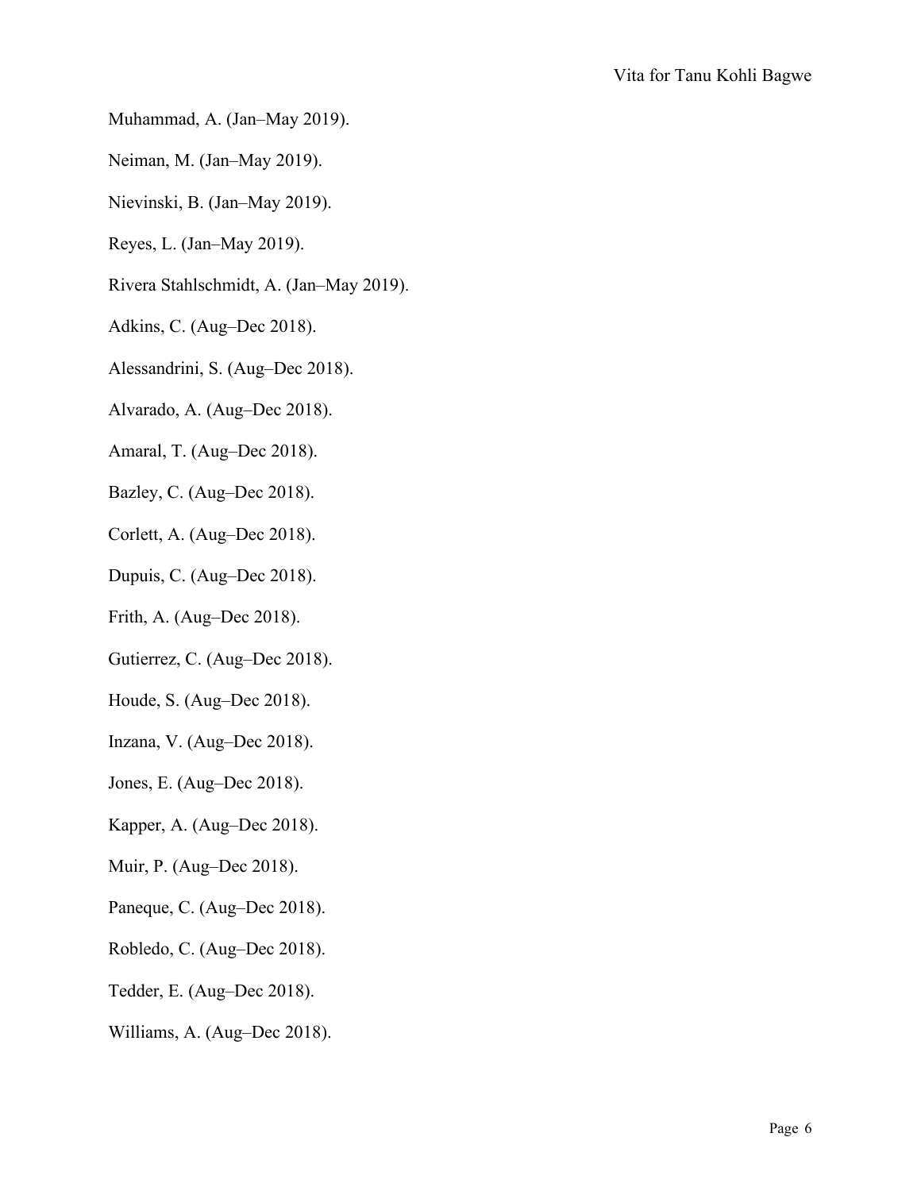Muhammad, A. (Jan–May 2019).

Neiman, M. (Jan–May 2019).

Nievinski, B. (Jan–May 2019).

Reyes, L. (Jan–May 2019).

Rivera Stahlschmidt, A. (Jan–May 2019).

Adkins, C. (Aug–Dec 2018).

Alessandrini, S. (Aug–Dec 2018).

Alvarado, A. (Aug–Dec 2018).

Amaral, T. (Aug–Dec 2018).

Bazley, C. (Aug–Dec 2018).

Corlett, A. (Aug–Dec 2018).

Dupuis, C. (Aug–Dec 2018).

Frith, A. (Aug–Dec 2018).

Gutierrez, C. (Aug–Dec 2018).

Houde, S. (Aug–Dec 2018).

Inzana, V. (Aug–Dec 2018).

Jones, E. (Aug–Dec 2018).

Kapper, A. (Aug–Dec 2018).

Muir, P. (Aug–Dec 2018).

Paneque, C. (Aug–Dec 2018).

Robledo, C. (Aug–Dec 2018).

Tedder, E. (Aug–Dec 2018).

Williams, A. (Aug–Dec 2018).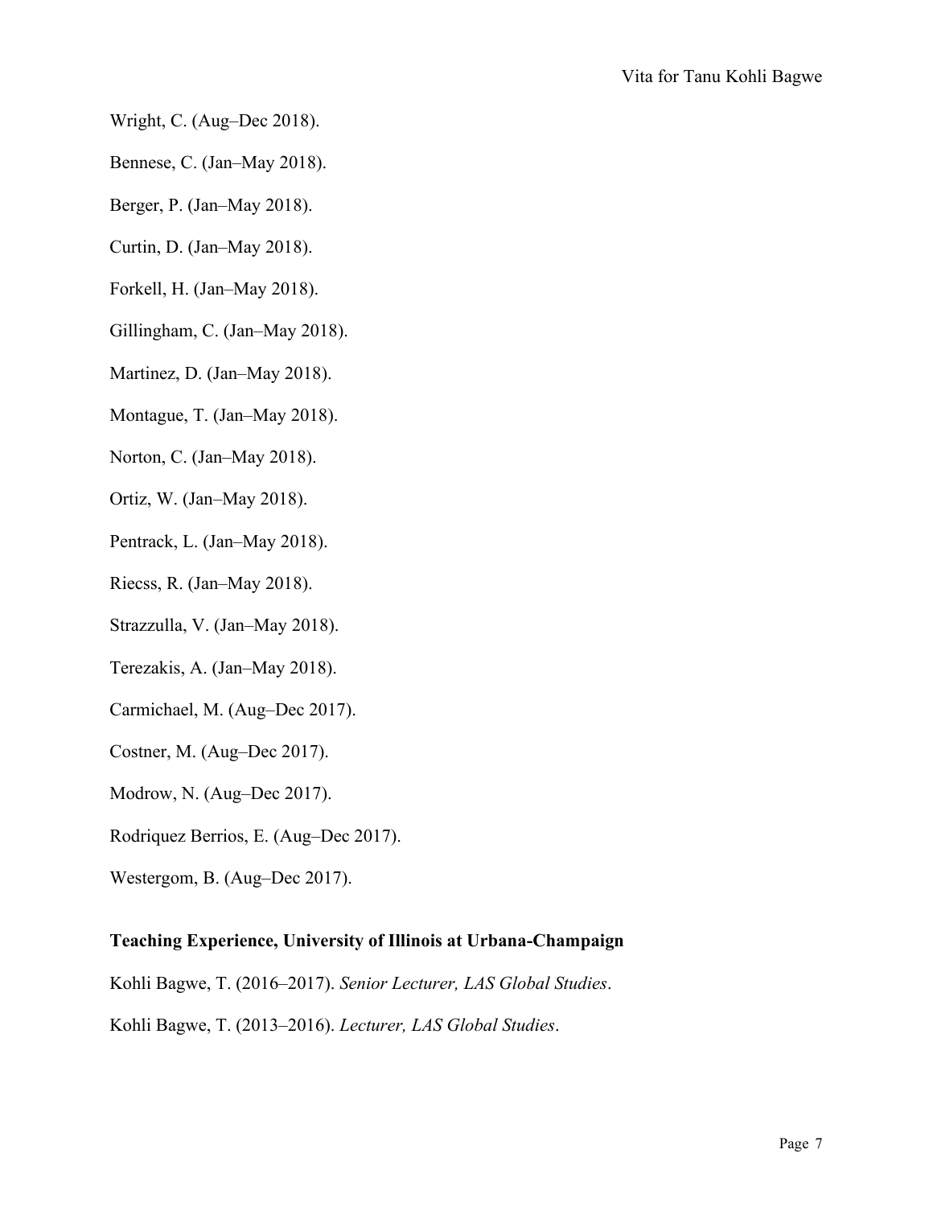Wright, C. (Aug–Dec 2018).

Bennese, C. (Jan–May 2018).

Berger, P. (Jan–May 2018).

Curtin, D. (Jan–May 2018).

Forkell, H. (Jan–May 2018).

Gillingham, C. (Jan–May 2018).

Martinez, D. (Jan–May 2018).

Montague, T. (Jan–May 2018).

Norton, C. (Jan–May 2018).

Ortiz, W. (Jan–May 2018).

Pentrack, L. (Jan–May 2018).

Riecss, R. (Jan–May 2018).

Strazzulla, V. (Jan–May 2018).

Terezakis, A. (Jan–May 2018).

Carmichael, M. (Aug–Dec 2017).

Costner, M. (Aug–Dec 2017).

Modrow, N. (Aug–Dec 2017).

Rodriquez Berrios, E. (Aug–Dec 2017).

Westergom, B. (Aug–Dec 2017).

**Teaching Experience, University of Illinois at Urbana-Champaign**

Kohli Bagwe, T. (2016–2017). *Senior Lecturer, LAS Global Studies*.

Kohli Bagwe, T. (2013–2016). *Lecturer, LAS Global Studies*.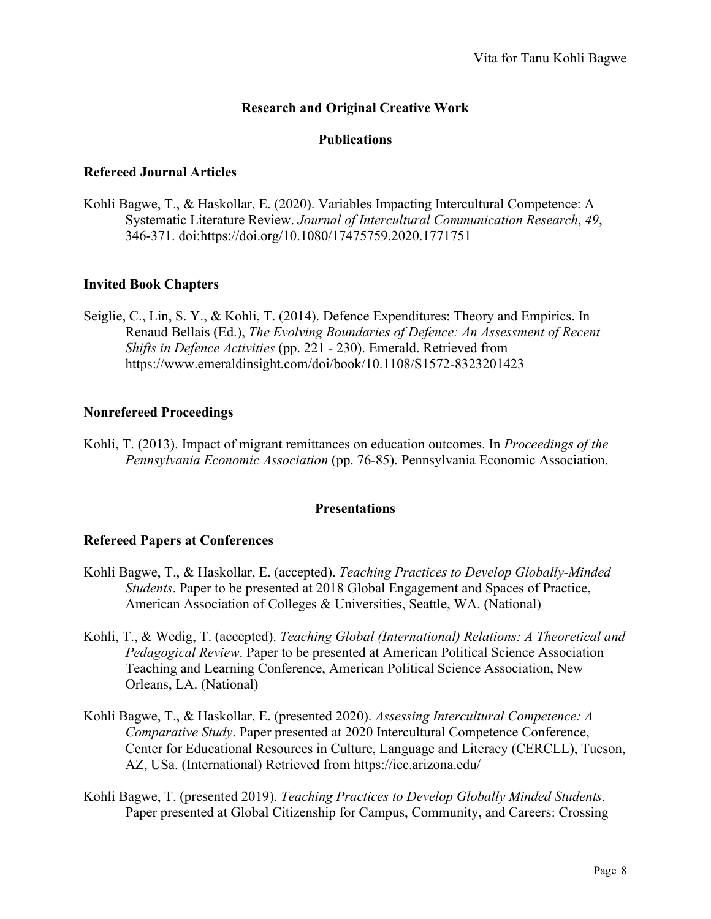## Research and Original Creative Work

### Publications

#### Refereed Journal Articles

Kohli Bagwe, T., & Haskollar, E. (2020). Variables Impacting Intercultural Competence: A Systematic Literature Review. *Journal of Intercultural Communication Research*, *49*, 346-371. doi:https://doi.org/10.1080/17475759.2020.1771751

#### Invited Book Chapters

Seiglie, C., Lin, S. Y., & Kohli, T. (2014). Defence Expenditures: Theory and Empirics. In Renaud Bellais (Ed.), *The Evolving Boundaries of Defence: An Assessment of Recent Shifts in Defence Activities* (pp. 221 - 230). Emerald. Retrieved from https://www.emeraldinsight.com/doi/book/10.1108/S1572-8323201423

#### Nonrefereed Proceedings

Kohli, T. (2013). Impact of migrant remittances on education outcomes. In *Proceedings of the Pennsylvania Economic Association* (pp. 76-85). Pennsylvania Economic Association.

### Presentations

#### Refereed Papers at Conferences

Kohli Bagwe, T., & Haskollar, E. (accepted). *Teaching Practices to Develop Globally-Minded Students*. Paper to be presented at 2018 Global Engagement and Spaces of Practice, American Association of Colleges & Universities, Seattle, WA. (National)

Kohli, T., & Wedig, T. (accepted). *Teaching Global (International) Relations: A Theoretical and Pedagogical Review*. Paper to be presented at American Political Science Association Teaching and Learning Conference, American Political Science Association, New Orleans, LA. (National)

Kohli Bagwe, T., & Haskollar, E. (presented 2020). *Assessing Intercultural Competence: A Comparative Study*. Paper presented at 2020 Intercultural Competence Conference, Center for Educational Resources in Culture, Language and Literacy (CERCLL), Tucson, AZ, USa. (International) Retrieved from https://icc.arizona.edu/

Kohli Bagwe, T. (presented 2019). *Teaching Practices to Develop Globally Minded Students*. Paper presented at Global Citizenship for Campus, Community, and Careers: Crossing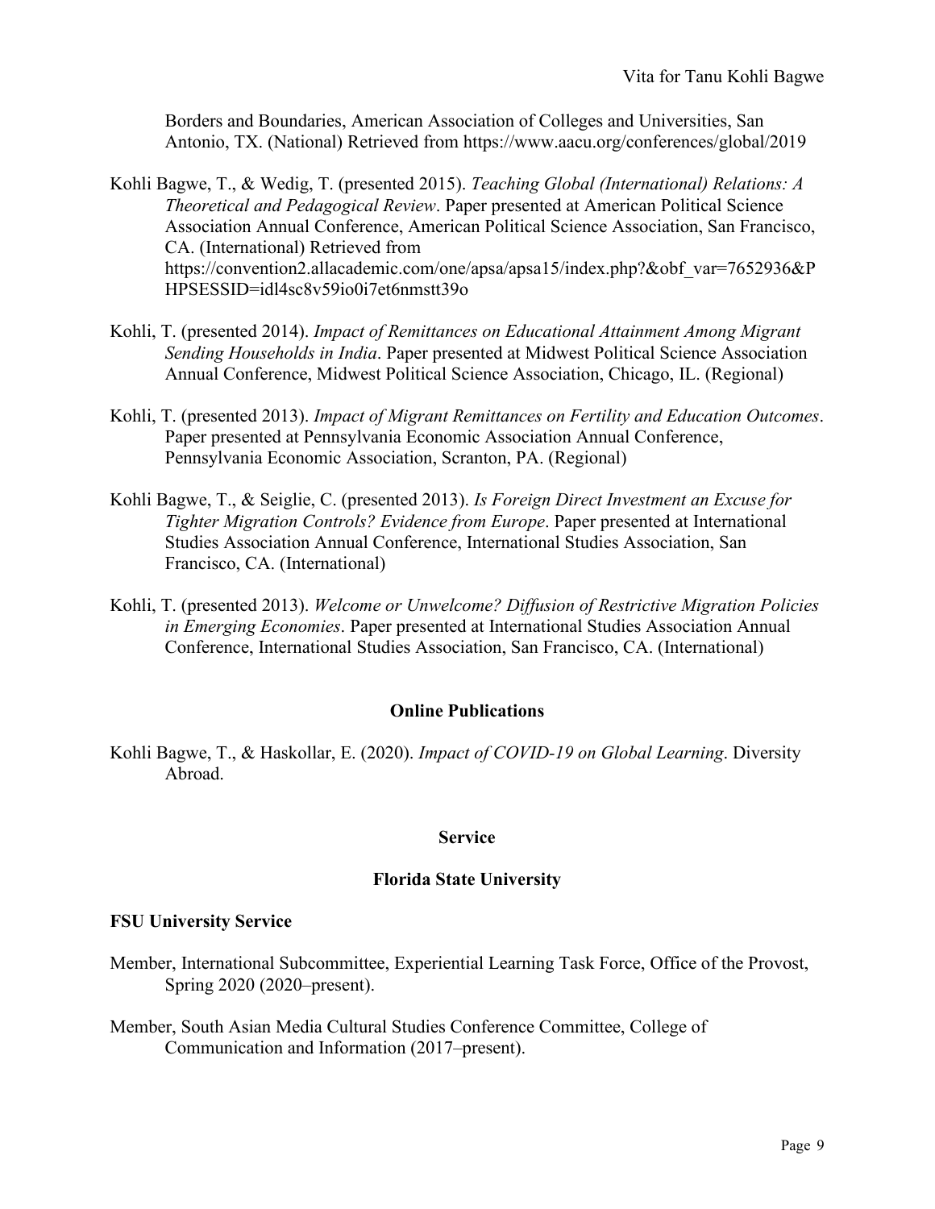Borders and Boundaries, American Association of Colleges and Universities, San Antonio, TX. (National) Retrieved from https://www.aacu.org/conferences/global/2019

Kohli Bagwe, T., & Wedig, T. (presented 2015). *Teaching Global (International) Relations: A Theoretical and Pedagogical Review*. Paper presented at American Political Science Association Annual Conference, American Political Science Association, San Francisco, CA. (International) Retrieved from https://convention2.allacademic.com/one/apsa/apsa15/index.php?&obf_var=7652936&PHPSESSID=idl4sc8v59io0i7et6nmstt39o

Kohli, T. (presented 2014). *Impact of Remittances on Educational Attainment Among Migrant Sending Households in India*. Paper presented at Midwest Political Science Association Annual Conference, Midwest Political Science Association, Chicago, IL. (Regional)

Kohli, T. (presented 2013). *Impact of Migrant Remittances on Fertility and Education Outcomes*. Paper presented at Pennsylvania Economic Association Annual Conference, Pennsylvania Economic Association, Scranton, PA. (Regional)

Kohli Bagwe, T., & Seiglie, C. (presented 2013). *Is Foreign Direct Investment an Excuse for Tighter Migration Controls? Evidence from Europe*. Paper presented at International Studies Association Annual Conference, International Studies Association, San Francisco, CA. (International)

Kohli, T. (presented 2013). *Welcome or Unwelcome? Diffusion of Restrictive Migration Policies in Emerging Economies*. Paper presented at International Studies Association Annual Conference, International Studies Association, San Francisco, CA. (International)

## Online Publications

Kohli Bagwe, T., & Haskollar, E. (2020). *Impact of COVID-19 on Global Learning*. Diversity Abroad.

## Service

### Florida State University

**FSU University Service**

Member, International Subcommittee, Experiential Learning Task Force, Office of the Provost, Spring 2020 (2020–present).

Member, South Asian Media Cultural Studies Conference Committee, College of Communication and Information (2017–present).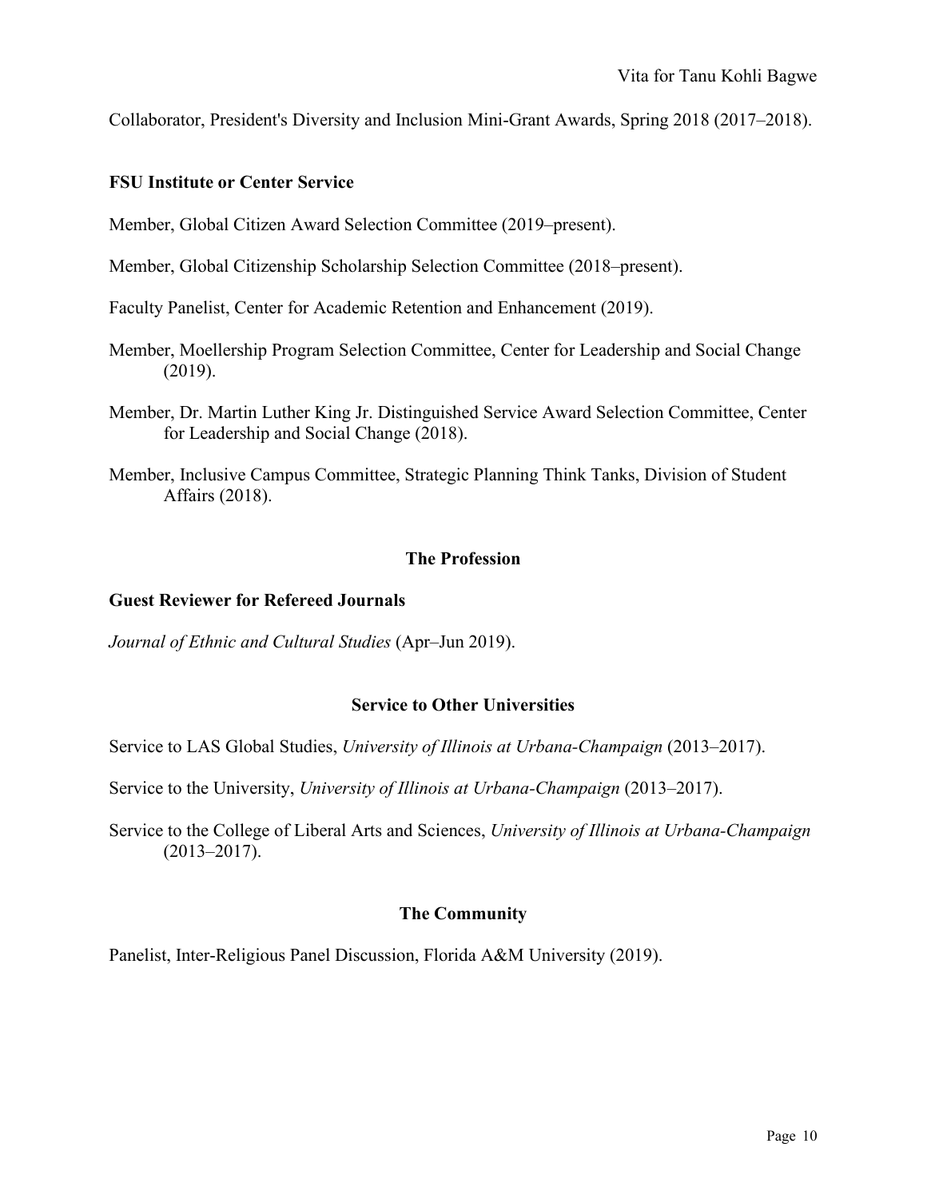Collaborator, President's Diversity and Inclusion Mini-Grant Awards, Spring 2018 (2017–2018).

### FSU Institute or Center Service

Member, Global Citizen Award Selection Committee (2019–present).

Member, Global Citizenship Scholarship Selection Committee (2018–present).

Faculty Panelist, Center for Academic Retention and Enhancement (2019).

Member, Moellership Program Selection Committee, Center for Leadership and Social Change (2019).

Member, Dr. Martin Luther King Jr. Distinguished Service Award Selection Committee, Center for Leadership and Social Change (2018).

Member, Inclusive Campus Committee, Strategic Planning Think Tanks, Division of Student Affairs (2018).

## The Profession

### Guest Reviewer for Refereed Journals

*Journal of Ethnic and Cultural Studies* (Apr–Jun 2019).

## Service to Other Universities

Service to LAS Global Studies, *University of Illinois at Urbana-Champaign* (2013–2017).

Service to the University, *University of Illinois at Urbana-Champaign* (2013–2017).

Service to the College of Liberal Arts and Sciences, *University of Illinois at Urbana-Champaign* (2013–2017).

## The Community

Panelist, Inter-Religious Panel Discussion, Florida A&M University (2019).